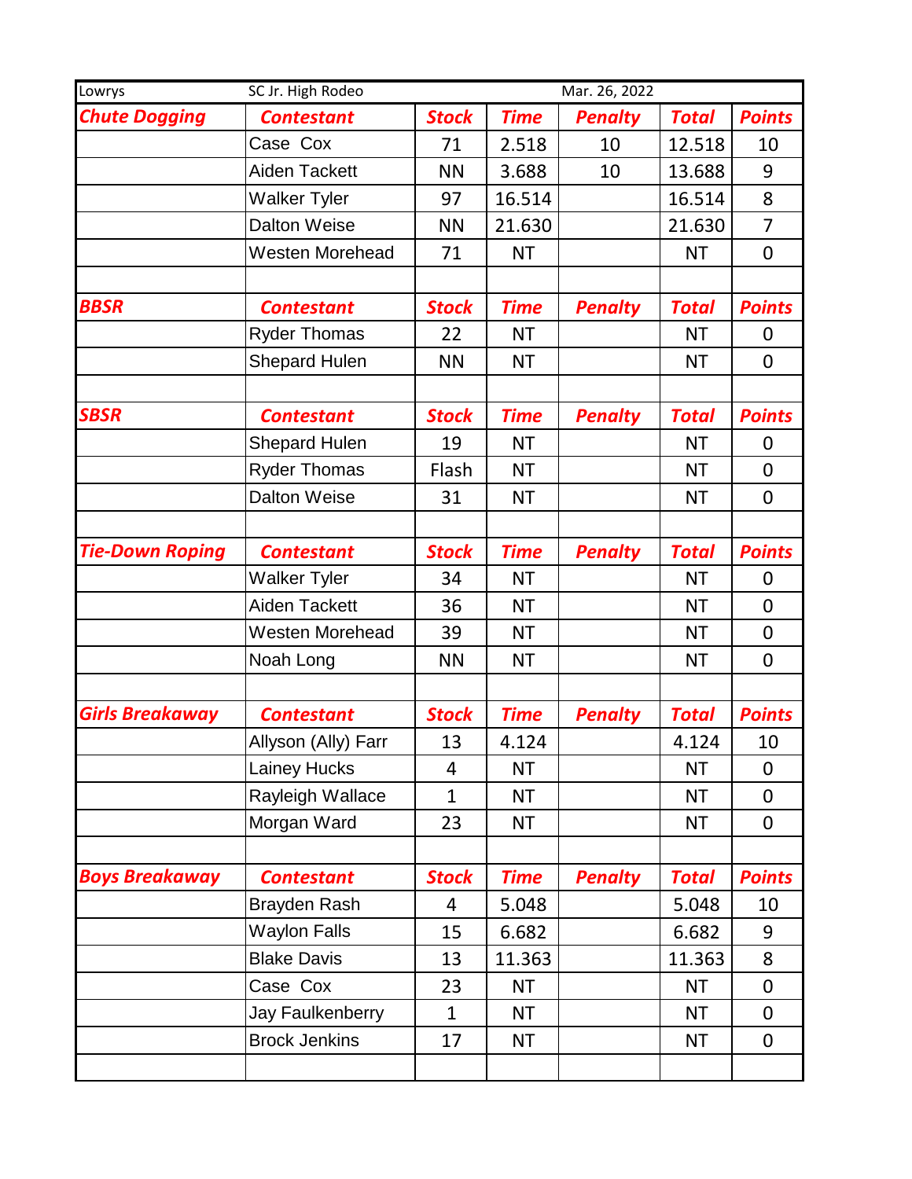| Lowrys | SC Jr. High Rodeo | | | Mar. 26, 2022 | | |
|---|---|---|---|---|---|---|
| ***Chute Dogging*** | ***Contestant*** | ***Stock*** | ***Time*** | ***Penalty*** | ***Total*** | ***Points*** |
| | Case Cox | 71 | 2.518 | 10 | 12.518 | 10 |
| | Aiden Tackett | NN | 3.688 | 10 | 13.688 | 9 |
| | Walker Tyler | 97 | 16.514 | | 16.514 | 8 |
| | Dalton Weise | NN | 21.630 | | 21.630 | 7 |
| | Westen Morehead | 71 | NT | | NT | 0 |
| | | | | | | |
| ***BBSR*** | ***Contestant*** | ***Stock*** | ***Time*** | ***Penalty*** | ***Total*** | ***Points*** |
| | Ryder Thomas | 22 | NT | | NT | 0 |
| | Shepard Hulen | NN | NT | | NT | 0 |
| | | | | | | |
| ***SBSR*** | ***Contestant*** | ***Stock*** | ***Time*** | ***Penalty*** | ***Total*** | ***Points*** |
| | Shepard Hulen | 19 | NT | | NT | 0 |
| | Ryder Thomas | Flash | NT | | NT | 0 |
| | Dalton Weise | 31 | NT | | NT | 0 |
| | | | | | | |
| ***Tie-Down Roping*** | ***Contestant*** | ***Stock*** | ***Time*** | ***Penalty*** | ***Total*** | ***Points*** |
| | Walker Tyler | 34 | NT | | NT | 0 |
| | Aiden Tackett | 36 | NT | | NT | 0 |
| | Westen Morehead | 39 | NT | | NT | 0 |
| | Noah Long | NN | NT | | NT | 0 |
| | | | | | | |
| ***Girls Breakaway*** | ***Contestant*** | ***Stock*** | ***Time*** | ***Penalty*** | ***Total*** | ***Points*** |
| | Allyson (Ally) Farr | 13 | 4.124 | | 4.124 | 10 |
| | Lainey Hucks | 4 | NT | | NT | 0 |
| | Rayleigh Wallace | 1 | NT | | NT | 0 |
| | Morgan Ward | 23 | NT | | NT | 0 |
| | | | | | | |
| ***Boys Breakaway*** | ***Contestant*** | ***Stock*** | ***Time*** | ***Penalty*** | ***Total*** | ***Points*** |
| | Brayden Rash | 4 | 5.048 | | 5.048 | 10 |
| | Waylon Falls | 15 | 6.682 | | 6.682 | 9 |
| | Blake Davis | 13 | 11.363 | | 11.363 | 8 |
| | Case Cox | 23 | NT | | NT | 0 |
| | Jay Faulkenberry | 1 | NT | | NT | 0 |
| | Brock Jenkins | 17 | NT | | NT | 0 |
| | | | | | | |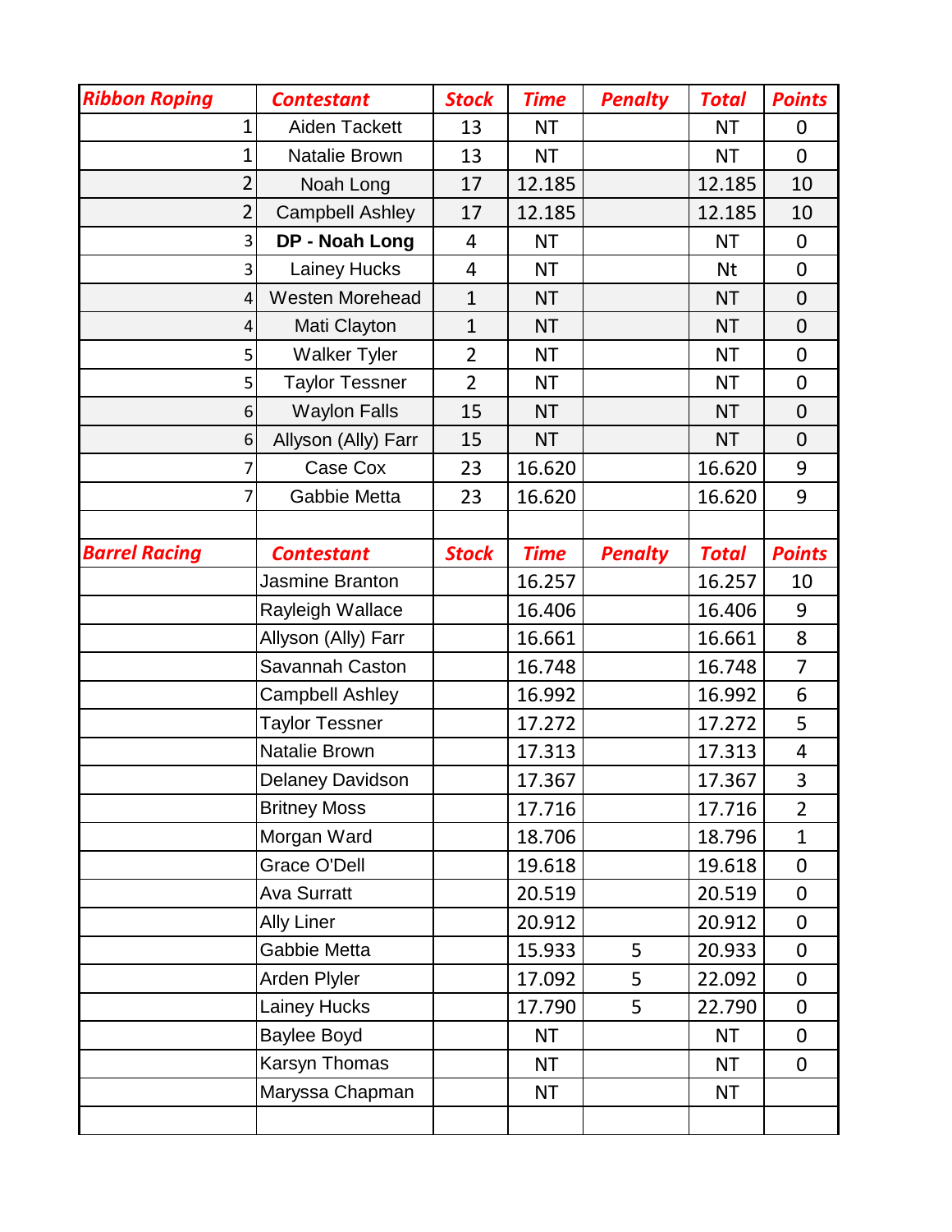| Ribbon Roping | Contestant | Stock | Time | Penalty | Total | Points |
|---|---|---|---|---|---|---|
| 1 | Aiden Tackett | 13 | NT | | NT | 0 |
| 1 | Natalie Brown | 13 | NT | | NT | 0 |
| 2 | Noah Long | 17 | 12.185 | | 12.185 | 10 |
| 2 | Campbell Ashley | 17 | 12.185 | | 12.185 | 10 |
| 3 | **DP - Noah Long** | 4 | NT | | NT | 0 |
| 3 | Lainey Hucks | 4 | NT | | Nt | 0 |
| 4 | Westen Morehead | 1 | NT | | NT | 0 |
| 4 | Mati Clayton | 1 | NT | | NT | 0 |
| 5 | Walker Tyler | 2 | NT | | NT | 0 |
| 5 | Taylor Tessner | 2 | NT | | NT | 0 |
| 6 | Waylon Falls | 15 | NT | | NT | 0 |
| 6 | Allyson (Ally) Farr | 15 | NT | | NT | 0 |
| 7 | Case Cox | 23 | 16.620 | | 16.620 | 9 |
| 7 | Gabbie Metta | 23 | 16.620 | | 16.620 | 9 |

| Barrel Racing | Contestant | Stock | Time | Penalty | Total | Points |
|---|---|---|---|---|---|---|
| | Jasmine Branton | | 16.257 | | 16.257 | 10 |
| | Rayleigh Wallace | | 16.406 | | 16.406 | 9 |
| | Allyson (Ally) Farr | | 16.661 | | 16.661 | 8 |
| | Savannah Caston | | 16.748 | | 16.748 | 7 |
| | Campbell Ashley | | 16.992 | | 16.992 | 6 |
| | Taylor Tessner | | 17.272 | | 17.272 | 5 |
| | Natalie Brown | | 17.313 | | 17.313 | 4 |
| | Delaney Davidson | | 17.367 | | 17.367 | 3 |
| | Britney Moss | | 17.716 | | 17.716 | 2 |
| | Morgan Ward | | 18.706 | | 18.796 | 1 |
| | Grace O'Dell | | 19.618 | | 19.618 | 0 |
| | Ava Surratt | | 20.519 | | 20.519 | 0 |
| | Ally Liner | | 20.912 | | 20.912 | 0 |
| | Gabbie Metta | | 15.933 | 5 | 20.933 | 0 |
| | Arden Plyler | | 17.092 | 5 | 22.092 | 0 |
| | Lainey Hucks | | 17.790 | 5 | 22.790 | 0 |
| | Baylee Boyd | | NT | | NT | 0 |
| | Karsyn Thomas | | NT | | NT | 0 |
| | Maryssa Chapman | | NT | | NT | |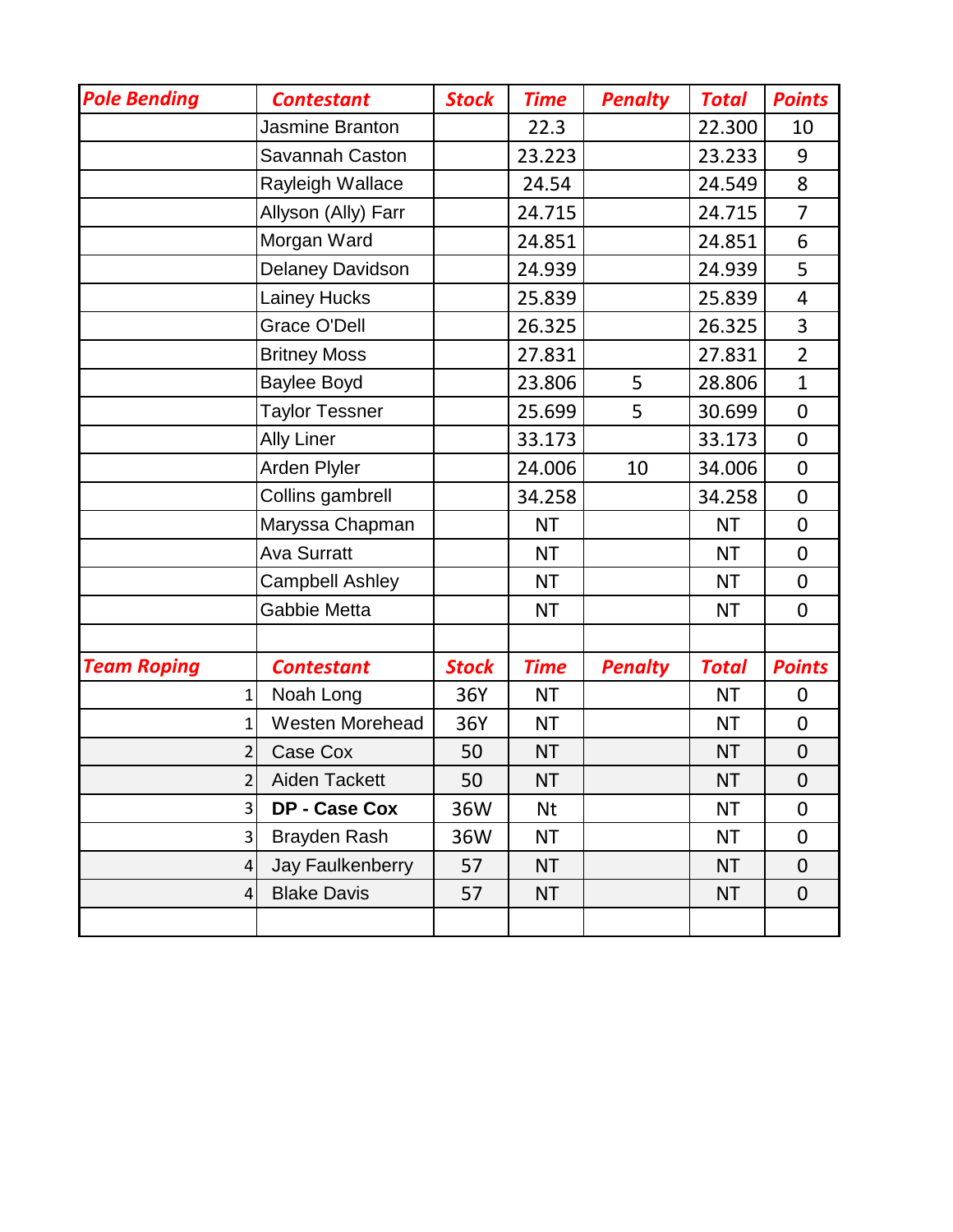| Pole Bending | Contestant | Stock | Time | Penalty | Total | Points |
|---|---|---|---|---|---|---|
| | Jasmine Branton | | 22.3 | | 22.300 | 10 |
| | Savannah Caston | | 23.223 | | 23.233 | 9 |
| | Rayleigh Wallace | | 24.54 | | 24.549 | 8 |
| | Allyson (Ally) Farr | | 24.715 | | 24.715 | 7 |
| | Morgan Ward | | 24.851 | | 24.851 | 6 |
| | Delaney Davidson | | 24.939 | | 24.939 | 5 |
| | Lainey Hucks | | 25.839 | | 25.839 | 4 |
| | Grace O'Dell | | 26.325 | | 26.325 | 3 |
| | Britney Moss | | 27.831 | | 27.831 | 2 |
| | Baylee Boyd | | 23.806 | 5 | 28.806 | 1 |
| | Taylor Tessner | | 25.699 | 5 | 30.699 | 0 |
| | Ally Liner | | 33.173 | | 33.173 | 0 |
| | Arden Plyler | | 24.006 | 10 | 34.006 | 0 |
| | Collins gambrell | | 34.258 | | 34.258 | 0 |
| | Maryssa Chapman | | NT | | NT | 0 |
| | Ava Surratt | | NT | | NT | 0 |
| | Campbell Ashley | | NT | | NT | 0 |
| | Gabbie Metta | | NT | | NT | 0 |
| | | | | | | |
| **Team Roping** | **Contestant** | **Stock** | **Time** | **Penalty** | **Total** | **Points** |
| 1 | Noah Long | 36Y | NT | | NT | 0 |
| 1 | Westen Morehead | 36Y | NT | | NT | 0 |
| 2 | Case Cox | 50 | NT | | NT | 0 |
| 2 | Aiden Tackett | 50 | NT | | NT | 0 |
| 3 | **DP - Case Cox** | 36W | Nt | | NT | 0 |
| 3 | Brayden Rash | 36W | NT | | NT | 0 |
| 4 | Jay Faulkenberry | 57 | NT | | NT | 0 |
| 4 | Blake Davis | 57 | NT | | NT | 0 |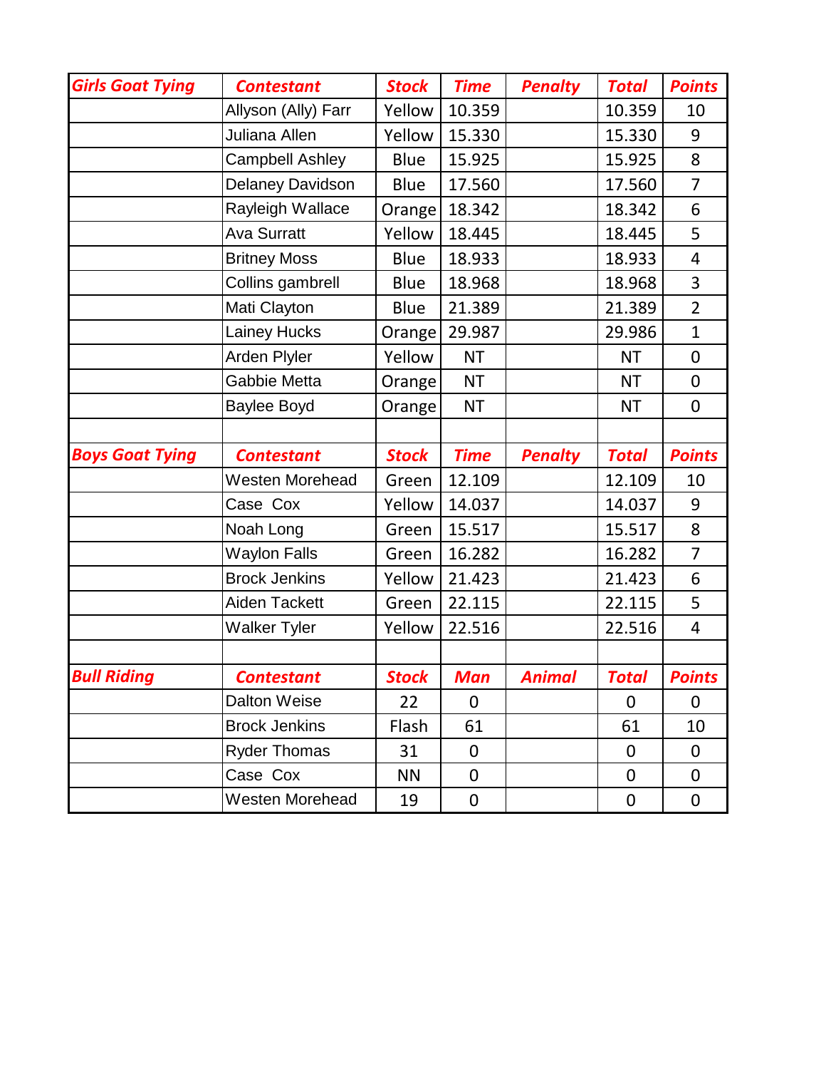| *Girls Goat Tying* | *Contestant* | *Stock* | *Time* | *Penalty* | *Total* | *Points* |
|---|---|---|---|---|---|---|
| | Allyson (Ally) Farr | Yellow | 10.359 | | 10.359 | 10 |
| | Juliana Allen | Yellow | 15.330 | | 15.330 | 9 |
| | Campbell Ashley | Blue | 15.925 | | 15.925 | 8 |
| | Delaney Davidson | Blue | 17.560 | | 17.560 | 7 |
| | Rayleigh Wallace | Orange | 18.342 | | 18.342 | 6 |
| | Ava Surratt | Yellow | 18.445 | | 18.445 | 5 |
| | Britney Moss | Blue | 18.933 | | 18.933 | 4 |
| | Collins gambrell | Blue | 18.968 | | 18.968 | 3 |
| | Mati Clayton | Blue | 21.389 | | 21.389 | 2 |
| | Lainey Hucks | Orange | 29.987 | | 29.986 | 1 |
| | Arden Plyler | Yellow | NT | | NT | 0 |
| | Gabbie Metta | Orange | NT | | NT | 0 |
| | Baylee Boyd | Orange | NT | | NT | 0 |
| | | | | | | |
| *Boys Goat Tying* | *Contestant* | *Stock* | *Time* | *Penalty* | *Total* | *Points* |
| | Westen Morehead | Green | 12.109 | | 12.109 | 10 |
| | Case Cox | Yellow | 14.037 | | 14.037 | 9 |
| | Noah Long | Green | 15.517 | | 15.517 | 8 |
| | Waylon Falls | Green | 16.282 | | 16.282 | 7 |
| | Brock Jenkins | Yellow | 21.423 | | 21.423 | 6 |
| | Aiden Tackett | Green | 22.115 | | 22.115 | 5 |
| | Walker Tyler | Yellow | 22.516 | | 22.516 | 4 |
| | | | | | | |
| *Bull Riding* | *Contestant* | *Stock* | *Man* | *Animal* | *Total* | *Points* |
| | Dalton Weise | 22 | 0 | | 0 | 0 |
| | Brock Jenkins | Flash | 61 | | 61 | 10 |
| | Ryder Thomas | 31 | 0 | | 0 | 0 |
| | Case Cox | NN | 0 | | 0 | 0 |
| | Westen Morehead | 19 | 0 | | 0 | 0 |